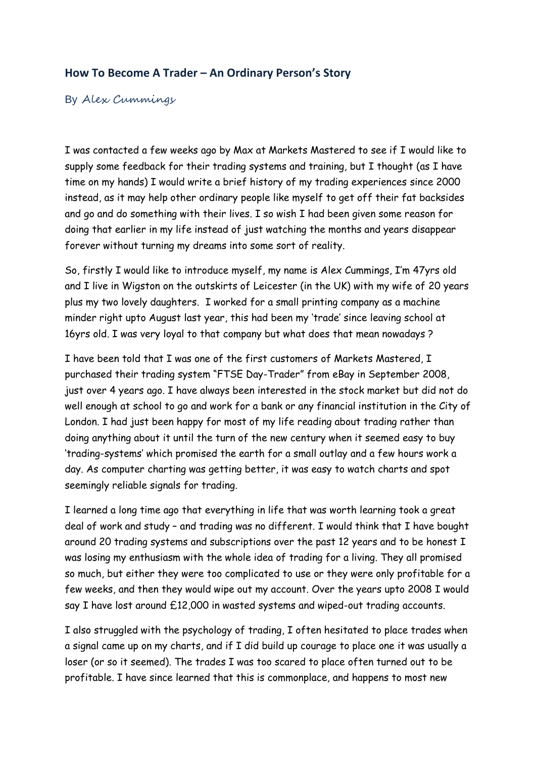## How To Become A Trader – An Ordinary Person's Story

By *Alex Cummings*

I was contacted a few weeks ago by Max at Markets Mastered to see if I would like to supply some feedback for their trading systems and training, but I thought (as I have time on my hands) I would write a brief history of my trading experiences since 2000 instead, as it may help other ordinary people like myself to get off their fat backsides and go and do something with their lives. I so wish I had been given some reason for doing that earlier in my life instead of just watching the months and years disappear forever without turning my dreams into some sort of reality.

So, firstly I would like to introduce myself, my name is Alex Cummings, I'm 47yrs old and I live in Wigston on the outskirts of Leicester (in the UK) with my wife of 20 years plus my two lovely daughters. I worked for a small printing company as a machine minder right upto August last year, this had been my 'trade' since leaving school at 16yrs old. I was very loyal to that company but what does that mean nowadays ?

I have been told that I was one of the first customers of Markets Mastered, I purchased their trading system "FTSE Day-Trader" from eBay in September 2008, just over 4 years ago. I have always been interested in the stock market but did not do well enough at school to go and work for a bank or any financial institution in the City of London. I had just been happy for most of my life reading about trading rather than doing anything about it until the turn of the new century when it seemed easy to buy 'trading-systems' which promised the earth for a small outlay and a few hours work a day. As computer charting was getting better, it was easy to watch charts and spot seemingly reliable signals for trading.

I learned a long time ago that everything in life that was worth learning took a great deal of work and study – and trading was no different. I would think that I have bought around 20 trading systems and subscriptions over the past 12 years and to be honest I was losing my enthusiasm with the whole idea of trading for a living. They all promised so much, but either they were too complicated to use or they were only profitable for a few weeks, and then they would wipe out my account. Over the years upto 2008 I would say I have lost around £12,000 in wasted systems and wiped-out trading accounts.

I also struggled with the psychology of trading, I often hesitated to place trades when a signal came up on my charts, and if I did build up courage to place one it was usually a loser (or so it seemed). The trades I was too scared to place often turned out to be profitable. I have since learned that this is commonplace, and happens to most new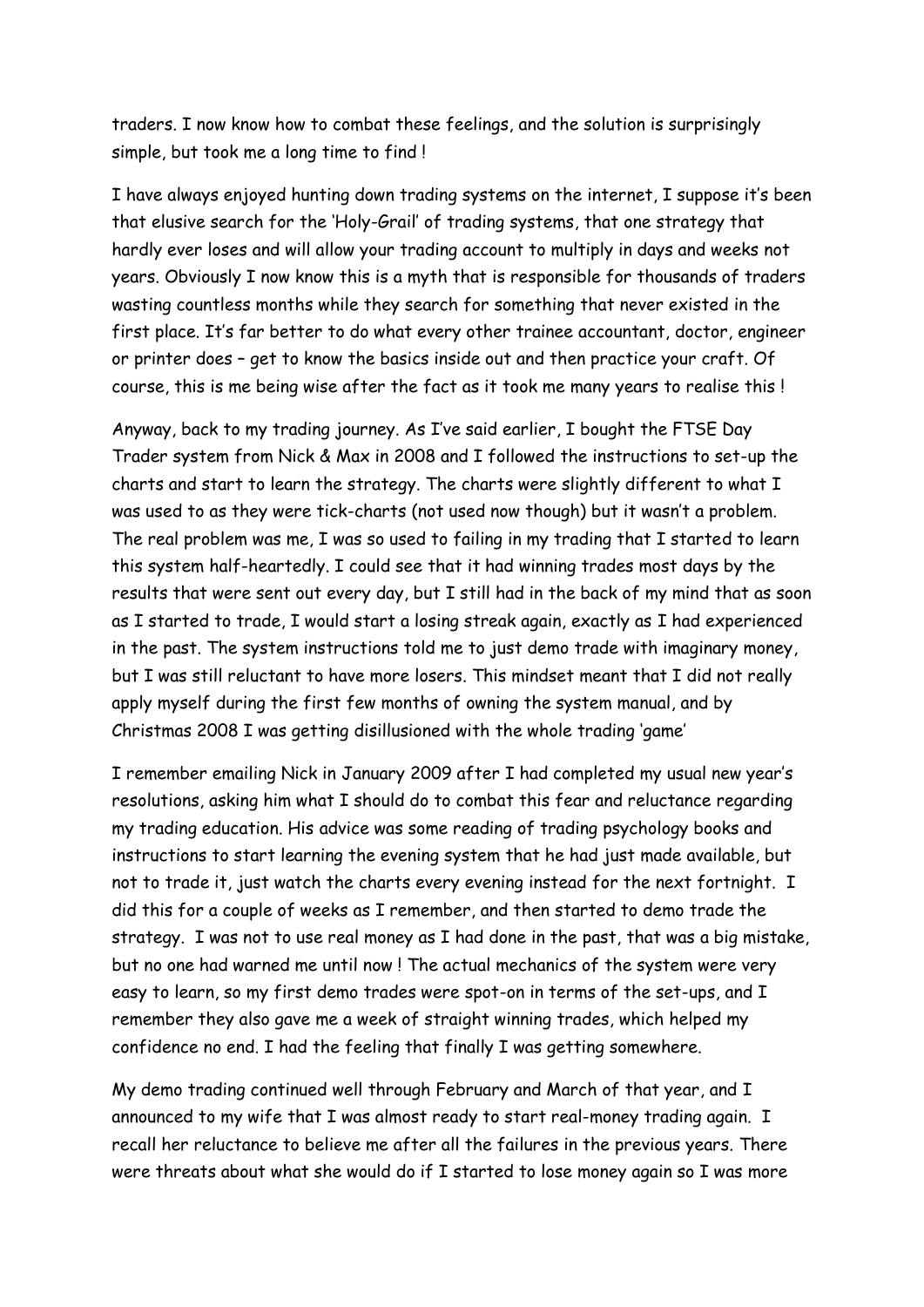traders. I now know how to combat these feelings, and the solution is surprisingly simple, but took me a long time to find !

I have always enjoyed hunting down trading systems on the internet, I suppose it's been that elusive search for the 'Holy-Grail' of trading systems, that one strategy that hardly ever loses and will allow your trading account to multiply in days and weeks not years. Obviously I now know this is a myth that is responsible for thousands of traders wasting countless months while they search for something that never existed in the first place. It's far better to do what every other trainee accountant, doctor, engineer or printer does – get to know the basics inside out and then practice your craft. Of course, this is me being wise after the fact as it took me many years to realise this !

Anyway, back to my trading journey. As I've said earlier, I bought the FTSE Day Trader system from Nick & Max in 2008 and I followed the instructions to set-up the charts and start to learn the strategy. The charts were slightly different to what I was used to as they were tick-charts (not used now though) but it wasn't a problem. The real problem was me, I was so used to failing in my trading that I started to learn this system half-heartedly. I could see that it had winning trades most days by the results that were sent out every day, but I still had in the back of my mind that as soon as I started to trade, I would start a losing streak again, exactly as I had experienced in the past. The system instructions told me to just demo trade with imaginary money, but I was still reluctant to have more losers. This mindset meant that I did not really apply myself during the first few months of owning the system manual, and by Christmas 2008 I was getting disillusioned with the whole trading 'game'

I remember emailing Nick in January 2009 after I had completed my usual new year's resolutions, asking him what I should do to combat this fear and reluctance regarding my trading education. His advice was some reading of trading psychology books and instructions to start learning the evening system that he had just made available, but not to trade it, just watch the charts every evening instead for the next fortnight. I did this for a couple of weeks as I remember, and then started to demo trade the strategy. I was not to use real money as I had done in the past, that was a big mistake, but no one had warned me until now ! The actual mechanics of the system were very easy to learn, so my first demo trades were spot-on in terms of the set-ups, and I remember they also gave me a week of straight winning trades, which helped my confidence no end. I had the feeling that finally I was getting somewhere.

My demo trading continued well through February and March of that year, and I announced to my wife that I was almost ready to start real-money trading again. I recall her reluctance to believe me after all the failures in the previous years. There were threats about what she would do if I started to lose money again so I was more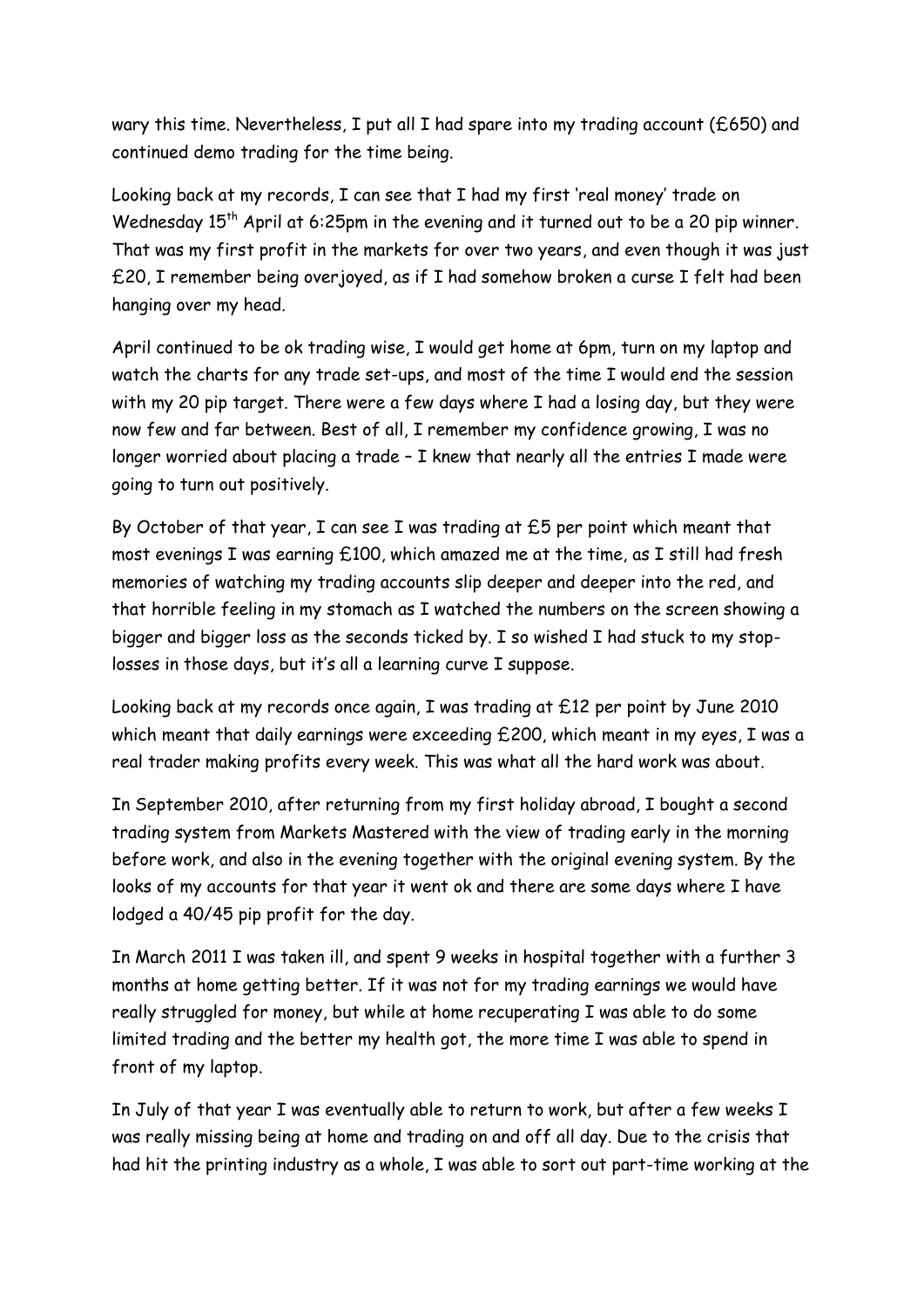wary this time. Nevertheless, I put all I had spare into my trading account (£650) and continued demo trading for the time being.

Looking back at my records, I can see that I had my first 'real money' trade on Wednesday 15th April at 6:25pm in the evening and it turned out to be a 20 pip winner. That was my first profit in the markets for over two years, and even though it was just £20, I remember being overjoyed, as if I had somehow broken a curse I felt had been hanging over my head.

April continued to be ok trading wise, I would get home at 6pm, turn on my laptop and watch the charts for any trade set-ups, and most of the time I would end the session with my 20 pip target. There were a few days where I had a losing day, but they were now few and far between. Best of all, I remember my confidence growing, I was no longer worried about placing a trade – I knew that nearly all the entries I made were going to turn out positively.

By October of that year, I can see I was trading at £5 per point which meant that most evenings I was earning £100, which amazed me at the time, as I still had fresh memories of watching my trading accounts slip deeper and deeper into the red, and that horrible feeling in my stomach as I watched the numbers on the screen showing a bigger and bigger loss as the seconds ticked by. I so wished I had stuck to my stop-losses in those days, but it's all a learning curve I suppose.

Looking back at my records once again, I was trading at £12 per point by June 2010 which meant that daily earnings were exceeding £200, which meant in my eyes, I was a real trader making profits every week. This was what all the hard work was about.

In September 2010, after returning from my first holiday abroad, I bought a second trading system from Markets Mastered with the view of trading early in the morning before work, and also in the evening together with the original evening system. By the looks of my accounts for that year it went ok and there are some days where I have lodged a 40/45 pip profit for the day.

In March 2011 I was taken ill, and spent 9 weeks in hospital together with a further 3 months at home getting better. If it was not for my trading earnings we would have really struggled for money, but while at home recuperating I was able to do some limited trading and the better my health got, the more time I was able to spend in front of my laptop.

In July of that year I was eventually able to return to work, but after a few weeks I was really missing being at home and trading on and off all day. Due to the crisis that had hit the printing industry as a whole, I was able to sort out part-time working at the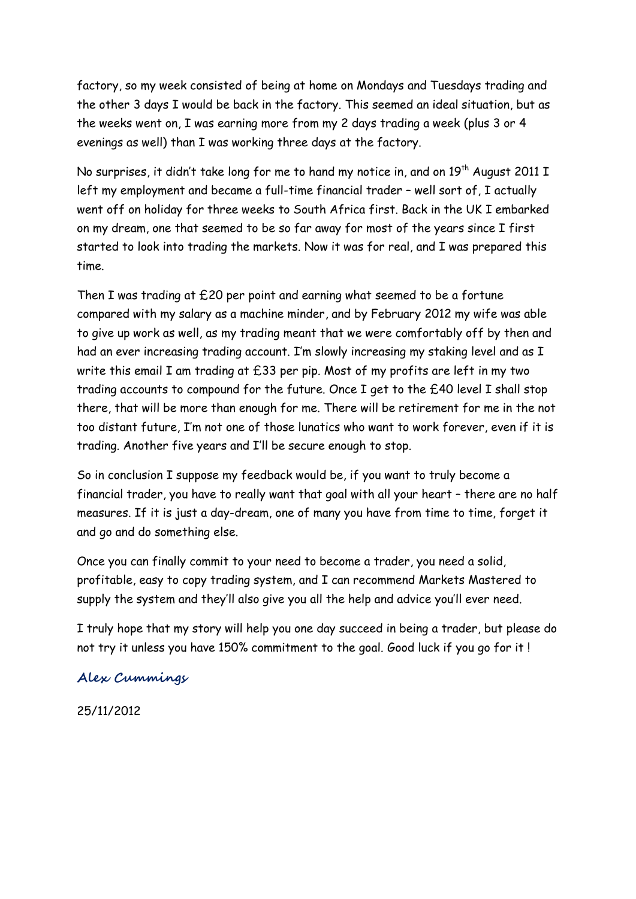factory, so my week consisted of being at home on Mondays and Tuesdays trading and the other 3 days I would be back in the factory. This seemed an ideal situation, but as the weeks went on, I was earning more from my 2 days trading a week (plus 3 or 4 evenings as well) than I was working three days at the factory.

No surprises, it didn't take long for me to hand my notice in, and on 19th August 2011 I left my employment and became a full-time financial trader – well sort of, I actually went off on holiday for three weeks to South Africa first. Back in the UK I embarked on my dream, one that seemed to be so far away for most of the years since I first started to look into trading the markets. Now it was for real, and I was prepared this time.

Then I was trading at £20 per point and earning what seemed to be a fortune compared with my salary as a machine minder, and by February 2012 my wife was able to give up work as well, as my trading meant that we were comfortably off by then and had an ever increasing trading account. I'm slowly increasing my staking level and as I write this email I am trading at £33 per pip. Most of my profits are left in my two trading accounts to compound for the future. Once I get to the £40 level I shall stop there, that will be more than enough for me. There will be retirement for me in the not too distant future, I'm not one of those lunatics who want to work forever, even if it is trading. Another five years and I'll be secure enough to stop.

So in conclusion I suppose my feedback would be, if you want to truly become a financial trader, you have to really want that goal with all your heart – there are no half measures. If it is just a day-dream, one of many you have from time to time, forget it and go and do something else.

Once you can finally commit to your need to become a trader, you need a solid, profitable, easy to copy trading system, and I can recommend Markets Mastered to supply the system and they'll also give you all the help and advice you'll ever need.

I truly hope that my story will help you one day succeed in being a trader, but please do not try it unless you have 150% commitment to the goal. Good luck if you go for it !

**Alex Cummings**

25/11/2012